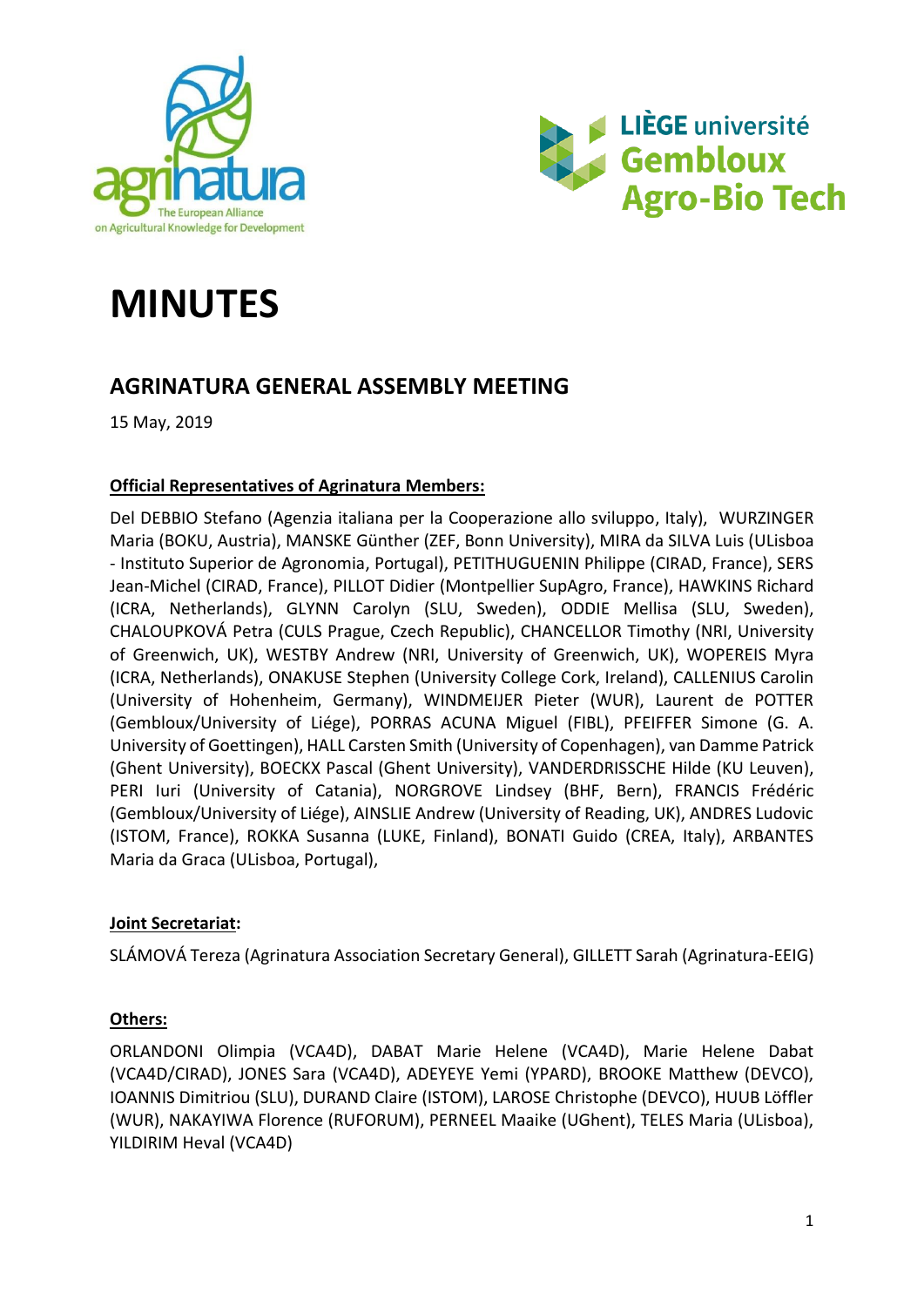# MINUTES

## AGRINATURA GENERAL ASSEMBLY MEETING

15 May, 2019

**Official Representatives of Agrinatura Members:**

Del DEBBIO Stefano (Agenzia italiana per la Cooperazione allo sviluppo, Italy), WURZINGER Maria (BOKU, Austria), MANSKE Günther (ZEF, Bonn University), MIRA da SILVA Luis (ULisboa - Instituto Superior de Agronomia, Portugal), PETITHUGUENIN Philippe (CIRAD, France), SERS Jean-Michel (CIRAD, France), PILLOT Didier (Montpellier SupAgro, France), HAWKINS Richard (ICRA, Netherlands), GLYNN Carolyn (SLU, Sweden), ODDIE Mellisa (SLU, Sweden), CHALOUPKOVÁ Petra (CULS Prague, Czech Republic), CHANCELLOR Timothy (NRI, University of Greenwich, UK), WESTBY Andrew (NRI, University of Greenwich, UK), WOPEREIS Myra (ICRA, Netherlands), ONAKUSE Stephen (University College Cork, Ireland), CALLENIUS Carolin (University of Hohenheim, Germany), WINDMEIJER Pieter (WUR), Laurent de POTTER (Gembloux/University of Liége), PORRAS ACUNA Miguel (FIBL), PFEIFFER Simone (G. A. University of Goettingen), HALL Carsten Smith (University of Copenhagen), van Damme Patrick (Ghent University), BOECKX Pascal (Ghent University), VANDERDRISSCHE Hilde (KU Leuven), PERI Iuri (University of Catania), NORGROVE Lindsey (BHF, Bern), FRANCIS Frédéric (Gembloux/University of Liége), AINSLIE Andrew (University of Reading, UK), ANDRES Ludovic (ISTOM, France), ROKKA Susanna (LUKE, Finland), BONATI Guido (CREA, Italy), ARBANTES Maria da Graca (ULisboa, Portugal),

**Joint Secretariat:**

SLÁMOVÁ Tereza (Agrinatura Association Secretary General), GILLETT Sarah (Agrinatura-EEIG)

**Others:**

ORLANDONI Olimpia (VCA4D), DABAT Marie Helene (VCA4D), Marie Helene Dabat (VCA4D/CIRAD), JONES Sara (VCA4D), ADEYEYE Yemi (YPARD), BROOKE Matthew (DEVCO), IOANNIS Dimitriou (SLU), DURAND Claire (ISTOM), LAROSE Christophe (DEVCO), HUUB Löffler (WUR), NAKAYIWA Florence (RUFORUM), PERNEEL Maaike (UGhent), TELES Maria (ULisboa), YILDIRIM Heval (VCA4D)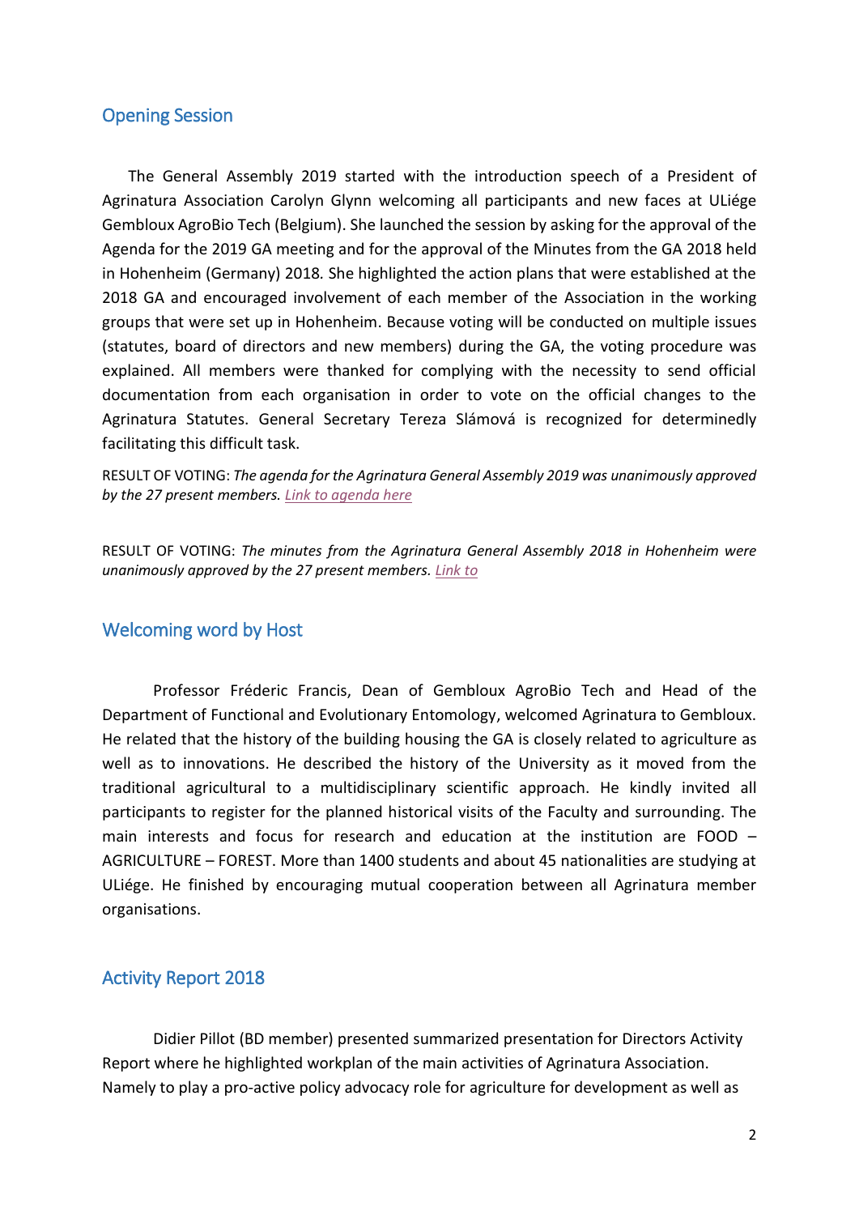## Opening Session

The General Assembly 2019 started with the introduction speech of a President of Agrinatura Association Carolyn Glynn welcoming all participants and new faces at ULiége Gembloux AgroBio Tech (Belgium). She launched the session by asking for the approval of the Agenda for the 2019 GA meeting and for the approval of the Minutes from the GA 2018 held in Hohenheim (Germany) 2018. She highlighted the action plans that were established at the 2018 GA and encouraged involvement of each member of the Association in the working groups that were set up in Hohenheim. Because voting will be conducted on multiple issues (statutes, board of directors and new members) during the GA, the voting procedure was explained. All members were thanked for complying with the necessity to send official documentation from each organisation in order to vote on the official changes to the Agrinatura Statutes. General Secretary Tereza Slámová is recognized for determinedly facilitating this difficult task.

RESULT OF VOTING: *The agenda for the Agrinatura General Assembly 2019 was unanimously approved by the 27 present members.* Link to agenda here

RESULT OF VOTING: *The minutes from the Agrinatura General Assembly 2018 in Hohenheim were unanimously approved by the 27 present members.* Link to

## Welcoming word by Host

Professor Fréderic Francis, Dean of Gembloux AgroBio Tech and Head of the Department of Functional and Evolutionary Entomology, welcomed Agrinatura to Gembloux. He related that the history of the building housing the GA is closely related to agriculture as well as to innovations. He described the history of the University as it moved from the traditional agricultural to a multidisciplinary scientific approach. He kindly invited all participants to register for the planned historical visits of the Faculty and surrounding. The main interests and focus for research and education at the institution are FOOD – AGRICULTURE – FOREST. More than 1400 students and about 45 nationalities are studying at ULiége. He finished by encouraging mutual cooperation between all Agrinatura member organisations.

## Activity Report 2018

Didier Pillot (BD member) presented summarized presentation for Directors Activity Report where he highlighted workplan of the main activities of Agrinatura Association. Namely to play a pro-active policy advocacy role for agriculture for development as well as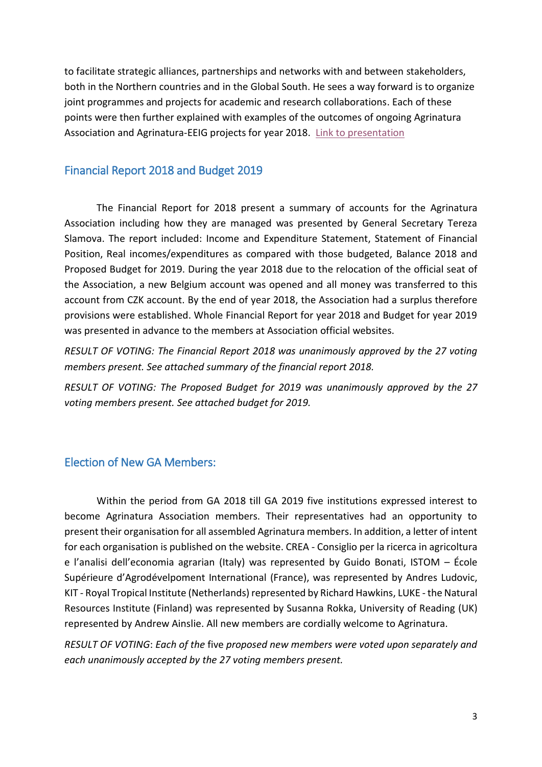to facilitate strategic alliances, partnerships and networks with and between stakeholders, both in the Northern countries and in the Global South. He sees a way forward is to organize joint programmes and projects for academic and research collaborations. Each of these points were then further explained with examples of the outcomes of ongoing Agrinatura Association and Agrinatura-EEIG projects for year 2018. Link to presentation

## Financial Report 2018 and Budget 2019

The Financial Report for 2018 present a summary of accounts for the Agrinatura Association including how they are managed was presented by General Secretary Tereza Slamova. The report included: Income and Expenditure Statement, Statement of Financial Position, Real incomes/expenditures as compared with those budgeted, Balance 2018 and Proposed Budget for 2019. During the year 2018 due to the relocation of the official seat of the Association, a new Belgium account was opened and all money was transferred to this account from CZK account. By the end of year 2018, the Association had a surplus therefore provisions were established. Whole Financial Report for year 2018 and Budget for year 2019 was presented in advance to the members at Association official websites.

*RESULT OF VOTING: The Financial Report 2018 was unanimously approved by the 27 voting members present. See attached summary of the financial report 2018.*

*RESULT OF VOTING: The Proposed Budget for 2019 was unanimously approved by the 27 voting members present. See attached budget for 2019.*

## Election of New GA Members:

Within the period from GA 2018 till GA 2019 five institutions expressed interest to become Agrinatura Association members. Their representatives had an opportunity to present their organisation for all assembled Agrinatura members. In addition, a letter of intent for each organisation is published on the website. CREA - Consiglio per la ricerca in agricoltura e l'analisi dell'economia agrarian (Italy) was represented by Guido Bonati, ISTOM – École Supérieure d'Agrodévelpoment International (France), was represented by Andres Ludovic, KIT - Royal Tropical Institute (Netherlands) represented by Richard Hawkins, LUKE - the Natural Resources Institute (Finland) was represented by Susanna Rokka, University of Reading (UK) represented by Andrew Ainslie. All new members are cordially welcome to Agrinatura.

*RESULT OF VOTING*: *Each of the* five *proposed new members were voted upon separately and each unanimously accepted by the 27 voting members present.*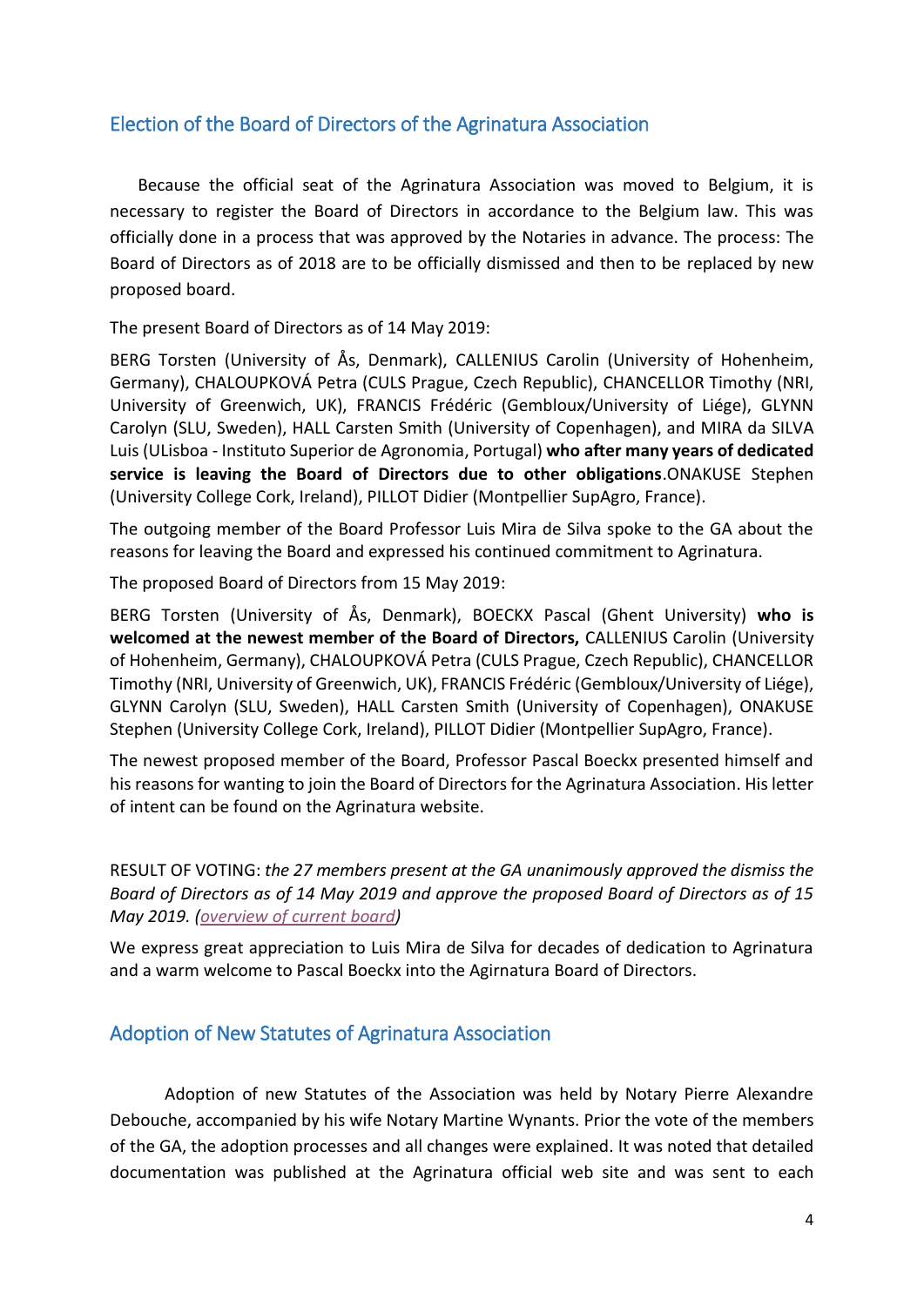## Election of the Board of Directors of the Agrinatura Association

Because the official seat of the Agrinatura Association was moved to Belgium, it is necessary to register the Board of Directors in accordance to the Belgium law. This was officially done in a process that was approved by the Notaries in advance. The process: The Board of Directors as of 2018 are to be officially dismissed and then to be replaced by new proposed board.

The present Board of Directors as of 14 May 2019:

BERG Torsten (University of Ås, Denmark), CALLENIUS Carolin (University of Hohenheim, Germany), CHALOUPKOVÁ Petra (CULS Prague, Czech Republic), CHANCELLOR Timothy (NRI, University of Greenwich, UK), FRANCIS Frédéric (Gembloux/University of Liége), GLYNN Carolyn (SLU, Sweden), HALL Carsten Smith (University of Copenhagen), and MIRA da SILVA Luis (ULisboa - Instituto Superior de Agronomia, Portugal) **who after many years of dedicated service is leaving the Board of Directors due to other obligations**.ONAKUSE Stephen (University College Cork, Ireland), PILLOT Didier (Montpellier SupAgro, France).

The outgoing member of the Board Professor Luis Mira de Silva spoke to the GA about the reasons for leaving the Board and expressed his continued commitment to Agrinatura.

The proposed Board of Directors from 15 May 2019:

BERG Torsten (University of Ås, Denmark), BOECKX Pascal (Ghent University) **who is welcomed at the newest member of the Board of Directors,** CALLENIUS Carolin (University of Hohenheim, Germany), CHALOUPKOVÁ Petra (CULS Prague, Czech Republic), CHANCELLOR Timothy (NRI, University of Greenwich, UK), FRANCIS Frédéric (Gembloux/University of Liége), GLYNN Carolyn (SLU, Sweden), HALL Carsten Smith (University of Copenhagen), ONAKUSE Stephen (University College Cork, Ireland), PILLOT Didier (Montpellier SupAgro, France).

The newest proposed member of the Board, Professor Pascal Boeckx presented himself and his reasons for wanting to join the Board of Directors for the Agrinatura Association. His letter of intent can be found on the Agrinatura website.

RESULT OF VOTING: *the 27 members present at the GA unanimously approved the dismiss the Board of Directors as of 14 May 2019 and approve the proposed Board of Directors as of 15 May 2019. (overview of current board)*

We express great appreciation to Luis Mira de Silva for decades of dedication to Agrinatura and a warm welcome to Pascal Boeckx into the Agirnatura Board of Directors.

## Adoption of New Statutes of Agrinatura Association

Adoption of new Statutes of the Association was held by Notary Pierre Alexandre Debouche, accompanied by his wife Notary Martine Wynants. Prior the vote of the members of the GA, the adoption processes and all changes were explained. It was noted that detailed documentation was published at the Agrinatura official web site and was sent to each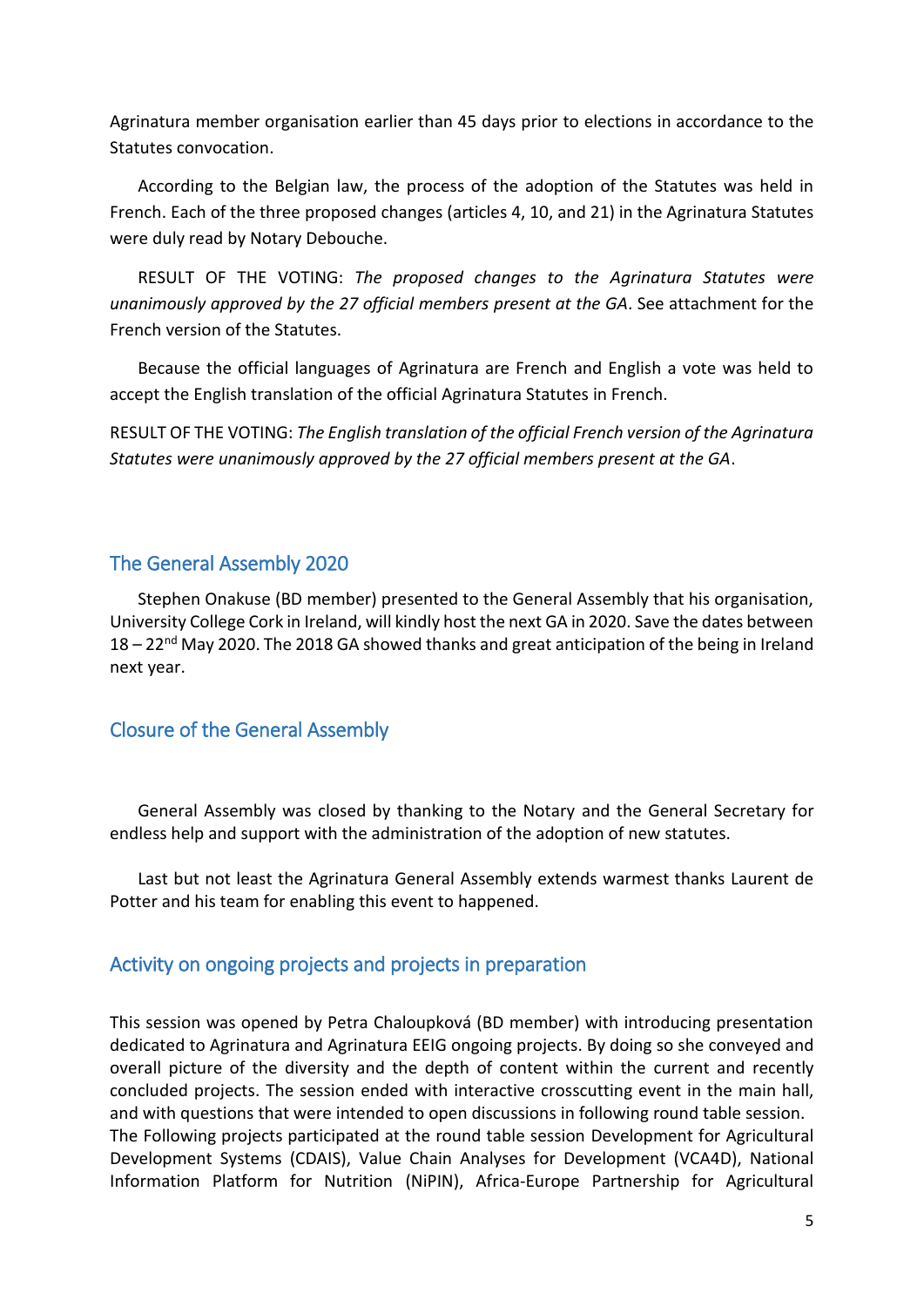Agrinatura member organisation earlier than 45 days prior to elections in accordance to the Statutes convocation.

According to the Belgian law, the process of the adoption of the Statutes was held in French. Each of the three proposed changes (articles 4, 10, and 21) in the Agrinatura Statutes were duly read by Notary Debouche.

RESULT OF THE VOTING: *The proposed changes to the Agrinatura Statutes were unanimously approved by the 27 official members present at the GA*. See attachment for the French version of the Statutes.

Because the official languages of Agrinatura are French and English a vote was held to accept the English translation of the official Agrinatura Statutes in French.

RESULT OF THE VOTING: *The English translation of the official French version of the Agrinatura Statutes were unanimously approved by the 27 official members present at the GA*.

## The General Assembly 2020

Stephen Onakuse (BD member) presented to the General Assembly that his organisation, University College Cork in Ireland, will kindly host the next GA in 2020. Save the dates between 18 – 22nd May 2020. The 2018 GA showed thanks and great anticipation of the being in Ireland next year.

## Closure of the General Assembly

General Assembly was closed by thanking to the Notary and the General Secretary for endless help and support with the administration of the adoption of new statutes.

Last but not least the Agrinatura General Assembly extends warmest thanks Laurent de Potter and his team for enabling this event to happened.

## Activity on ongoing projects and projects in preparation

This session was opened by Petra Chaloupková (BD member) with introducing presentation dedicated to Agrinatura and Agrinatura EEIG ongoing projects. By doing so she conveyed and overall picture of the diversity and the depth of content within the current and recently concluded projects. The session ended with interactive crosscutting event in the main hall, and with questions that were intended to open discussions in following round table session. The Following projects participated at the round table session Development for Agricultural Development Systems (CDAIS), Value Chain Analyses for Development (VCA4D), National Information Platform for Nutrition (NiPIN), Africa-Europe Partnership for Agricultural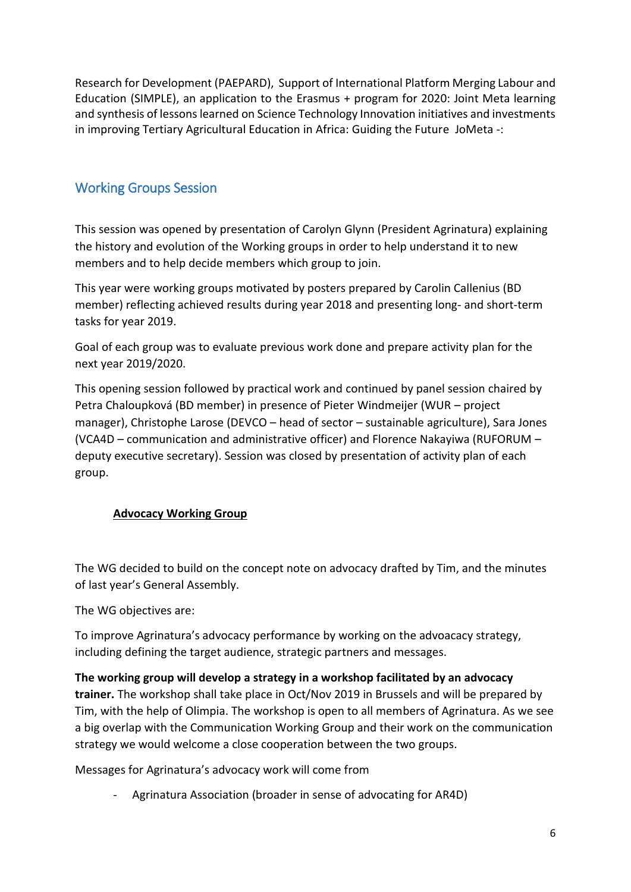Research for Development (PAEPARD), Support of International Platform Merging Labour and Education (SIMPLE), an application to the Erasmus + program for 2020: Joint Meta learning and synthesis of lessons learned on Science Technology Innovation initiatives and investments in improving Tertiary Agricultural Education in Africa: Guiding the Future JoMeta -:

## Working Groups Session

This session was opened by presentation of Carolyn Glynn (President Agrinatura) explaining the history and evolution of the Working groups in order to help understand it to new members and to help decide members which group to join.

This year were working groups motivated by posters prepared by Carolin Callenius (BD member) reflecting achieved results during year 2018 and presenting long- and short-term tasks for year 2019.

Goal of each group was to evaluate previous work done and prepare activity plan for the next year 2019/2020.

This opening session followed by practical work and continued by panel session chaired by Petra Chaloupková (BD member) in presence of Pieter Windmeijer (WUR – project manager), Christophe Larose (DEVCO – head of sector – sustainable agriculture), Sara Jones (VCA4D – communication and administrative officer) and Florence Nakayiwa (RUFORUM – deputy executive secretary). Session was closed by presentation of activity plan of each group.

### Advocacy Working Group

The WG decided to build on the concept note on advocacy drafted by Tim, and the minutes of last year's General Assembly.

The WG objectives are:

To improve Agrinatura's advocacy performance by working on the advoacacy strategy, including defining the target audience, strategic partners and messages.

**The working group will develop a strategy in a workshop facilitated by an advocacy trainer.** The workshop shall take place in Oct/Nov 2019 in Brussels and will be prepared by Tim, with the help of Olimpia. The workshop is open to all members of Agrinatura. As we see a big overlap with the Communication Working Group and their work on the communication strategy we would welcome a close cooperation between the two groups.

Messages for Agrinatura's advocacy work will come from

- Agrinatura Association (broader in sense of advocating for AR4D)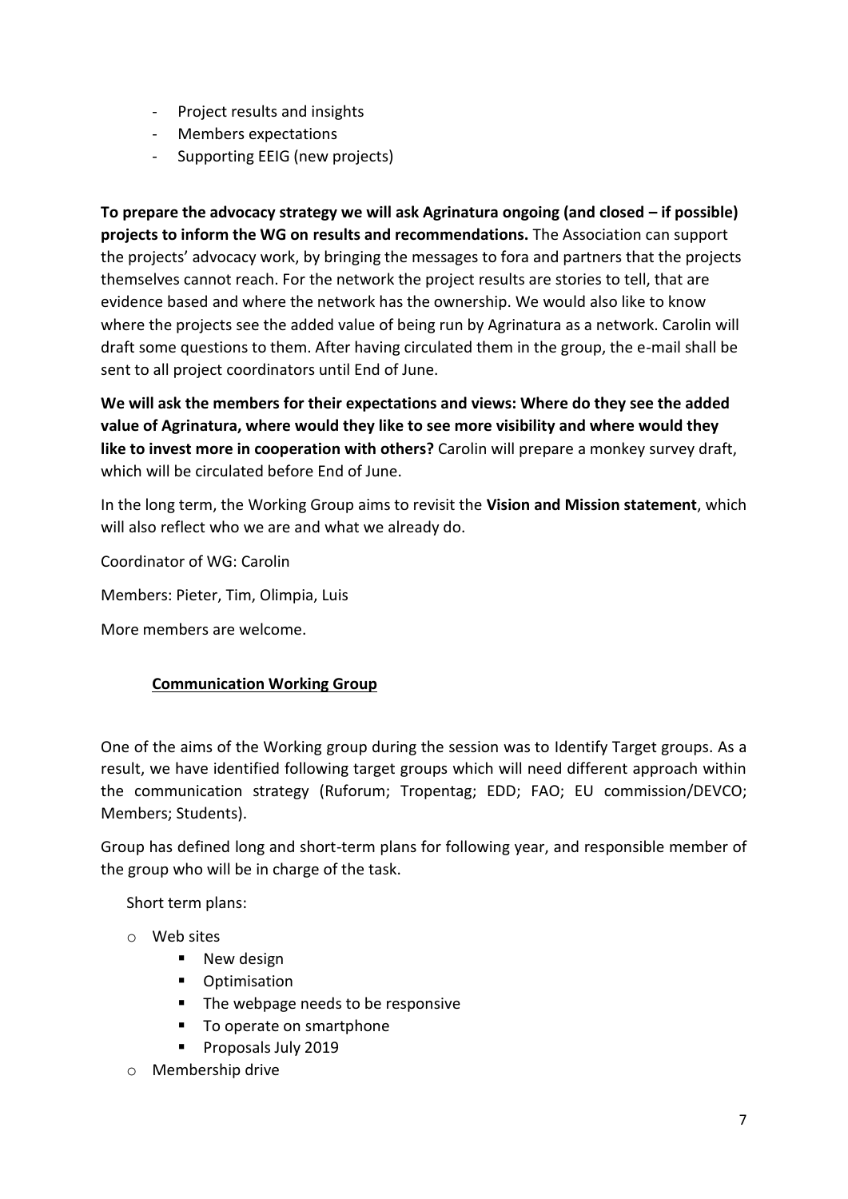- Project results and insights
- Members expectations
- Supporting EEIG (new projects)

**To prepare the advocacy strategy we will ask Agrinatura ongoing (and closed – if possible) projects to inform the WG on results and recommendations.** The Association can support the projects' advocacy work, by bringing the messages to fora and partners that the projects themselves cannot reach. For the network the project results are stories to tell, that are evidence based and where the network has the ownership. We would also like to know where the projects see the added value of being run by Agrinatura as a network. Carolin will draft some questions to them. After having circulated them in the group, the e-mail shall be sent to all project coordinators until End of June.

**We will ask the members for their expectations and views: Where do they see the added value of Agrinatura, where would they like to see more visibility and where would they like to invest more in cooperation with others?** Carolin will prepare a monkey survey draft, which will be circulated before End of June.

In the long term, the Working Group aims to revisit the **Vision and Mission statement**, which will also reflect who we are and what we already do.

Coordinator of WG: Carolin

Members: Pieter, Tim, Olimpia, Luis

More members are welcome.

**Communication Working Group**

One of the aims of the Working group during the session was to Identify Target groups. As a result, we have identified following target groups which will need different approach within the communication strategy (Ruforum; Tropentag; EDD; FAO; EU commission/DEVCO; Members; Students).

Group has defined long and short-term plans for following year, and responsible member of the group who will be in charge of the task.

Short term plans:

- Web sites
  - New design
  - Optimisation
  - The webpage needs to be responsive
  - To operate on smartphone
  - Proposals July 2019
- Membership drive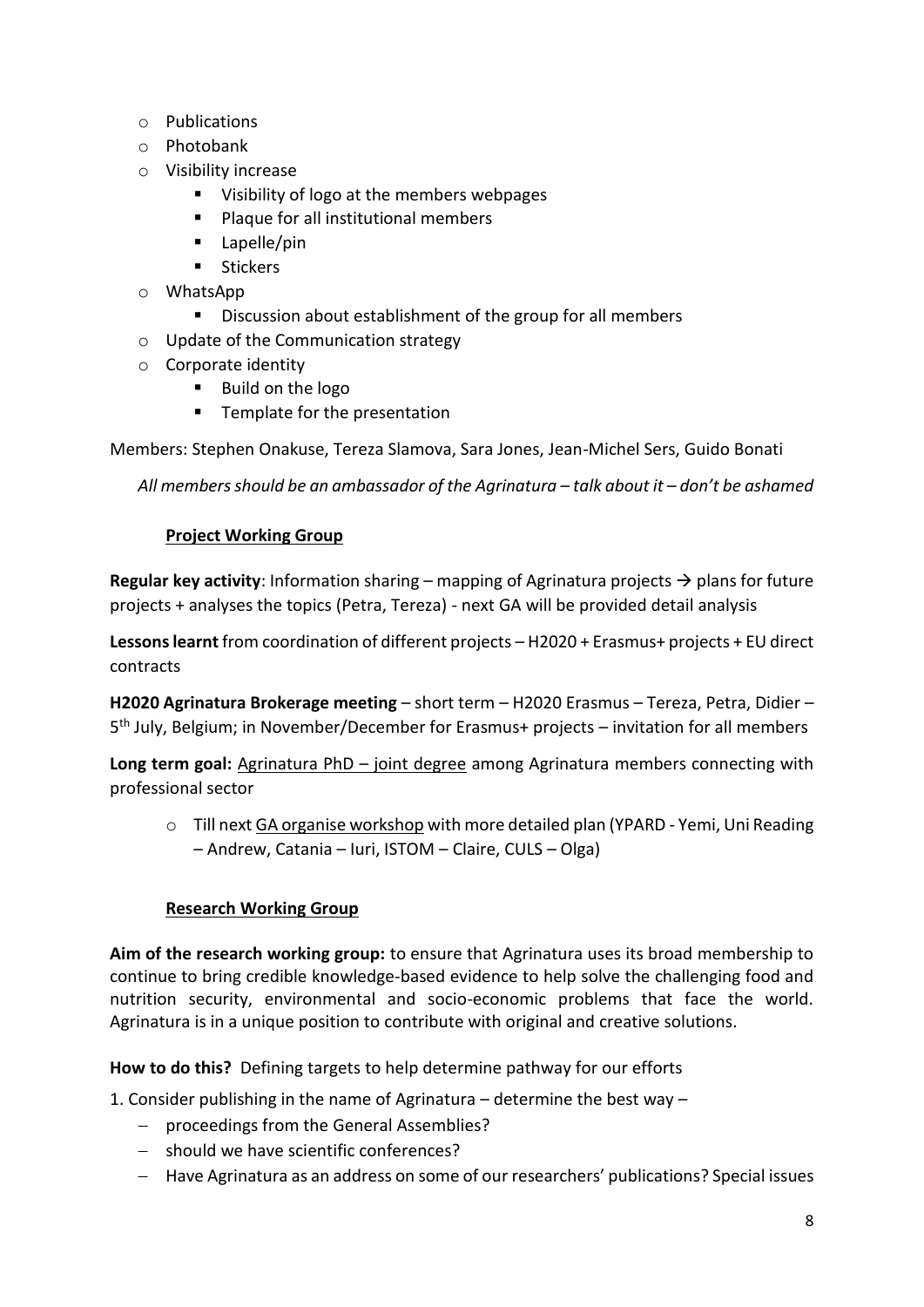- Publications
- Photobank
- Visibility increase
    - Visibility of logo at the members webpages
    - Plaque for all institutional members
    - Lapelle/pin
    - Stickers
- WhatsApp
    - Discussion about establishment of the group for all members
- Update of the Communication strategy
- Corporate identity
    - Build on the logo
    - Template for the presentation

Members: Stephen Onakuse, Tereza Slamova, Sara Jones, Jean-Michel Sers, Guido Bonati

*All members should be an ambassador of the Agrinatura – talk about it – don't be ashamed*

### Project Working Group

**Regular key activity**: Information sharing – mapping of Agrinatura projects → plans for future projects + analyses the topics (Petra, Tereza) - next GA will be provided detail analysis

**Lessons learnt** from coordination of different projects – H2020 + Erasmus+ projects + EU direct contracts

**H2020 Agrinatura Brokerage meeting** – short term – H2020 Erasmus – Tereza, Petra, Didier – 5th July, Belgium; in November/December for Erasmus+ projects – invitation for all members

**Long term goal:** Agrinatura PhD – joint degree among Agrinatura members connecting with professional sector

- Till next GA organise workshop with more detailed plan (YPARD - Yemi, Uni Reading – Andrew, Catania – Iuri, ISTOM – Claire, CULS – Olga)

### Research Working Group

**Aim of the research working group:** to ensure that Agrinatura uses its broad membership to continue to bring credible knowledge-based evidence to help solve the challenging food and nutrition security, environmental and socio-economic problems that face the world. Agrinatura is in a unique position to contribute with original and creative solutions.

**How to do this?** Defining targets to help determine pathway for our efforts

1. Consider publishing in the name of Agrinatura – determine the best way –
    - proceedings from the General Assemblies?
    - should we have scientific conferences?
    - Have Agrinatura as an address on some of our researchers' publications? Special issues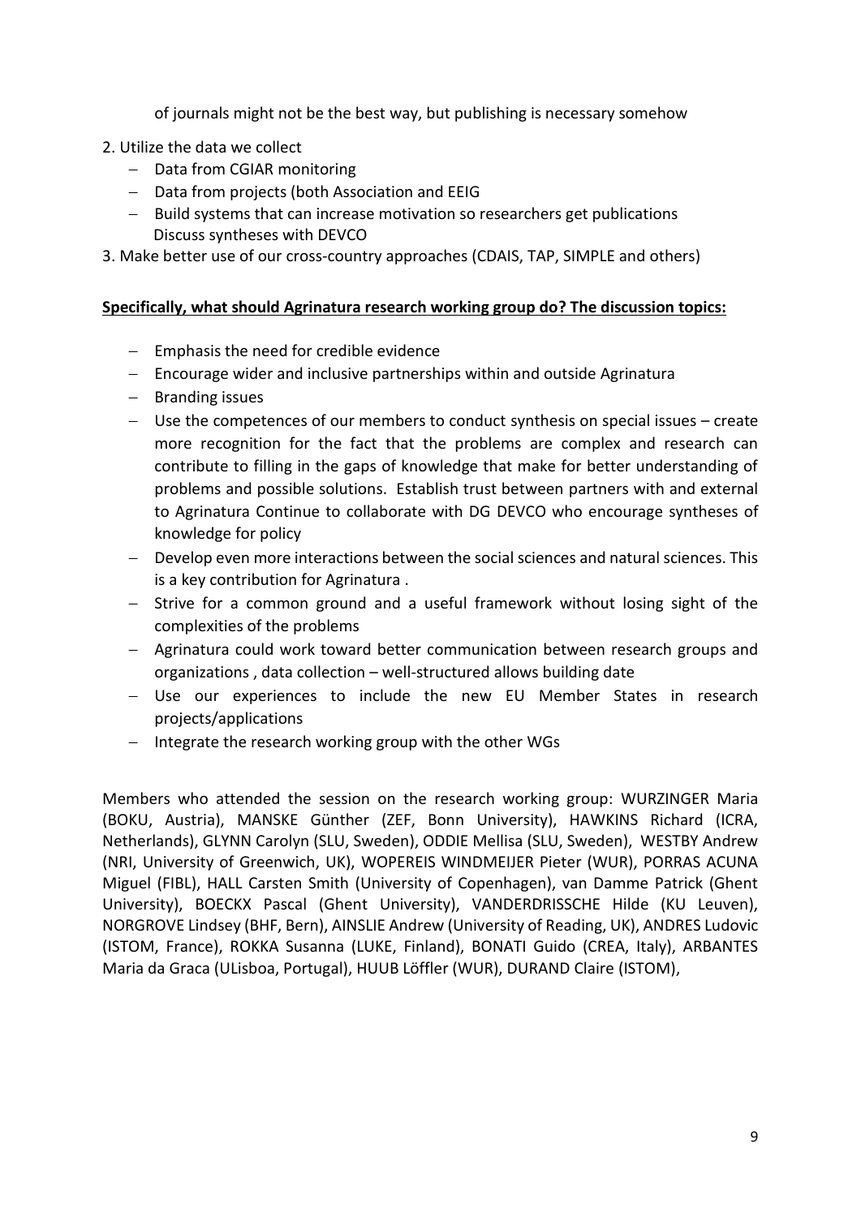of journals might not be the best way, but publishing is necessary somehow

2. Utilize the data we collect
   - Data from CGIAR monitoring
   - Data from projects (both Association and EEIG
   - Build systems that can increase motivation so researchers get publications Discuss syntheses with DEVCO
3. Make better use of our cross-country approaches (CDAIS, TAP, SIMPLE and others)

**Specifically, what should Agrinatura research working group do? The discussion topics:**

- Emphasis the need for credible evidence
- Encourage wider and inclusive partnerships within and outside Agrinatura
- Branding issues
- Use the competences of our members to conduct synthesis on special issues – create more recognition for the fact that the problems are complex and research can contribute to filling in the gaps of knowledge that make for better understanding of problems and possible solutions. Establish trust between partners with and external to Agrinatura Continue to collaborate with DG DEVCO who encourage syntheses of knowledge for policy
- Develop even more interactions between the social sciences and natural sciences. This is a key contribution for Agrinatura .
- Strive for a common ground and a useful framework without losing sight of the complexities of the problems
- Agrinatura could work toward better communication between research groups and organizations , data collection – well-structured allows building date
- Use our experiences to include the new EU Member States in research projects/applications
- Integrate the research working group with the other WGs

Members who attended the session on the research working group: WURZINGER Maria (BOKU, Austria), MANSKE Günther (ZEF, Bonn University), HAWKINS Richard (ICRA, Netherlands), GLYNN Carolyn (SLU, Sweden), ODDIE Mellisa (SLU, Sweden), WESTBY Andrew (NRI, University of Greenwich, UK), WOPEREIS WINDMEIJER Pieter (WUR), PORRAS ACUNA Miguel (FIBL), HALL Carsten Smith (University of Copenhagen), van Damme Patrick (Ghent University), BOECKX Pascal (Ghent University), VANDERDRISSCHE Hilde (KU Leuven), NORGROVE Lindsey (BHF, Bern), AINSLIE Andrew (University of Reading, UK), ANDRES Ludovic (ISTOM, France), ROKKA Susanna (LUKE, Finland), BONATI Guido (CREA, Italy), ARBANTES Maria da Graca (ULisboa, Portugal), HUUB Löffler (WUR), DURAND Claire (ISTOM),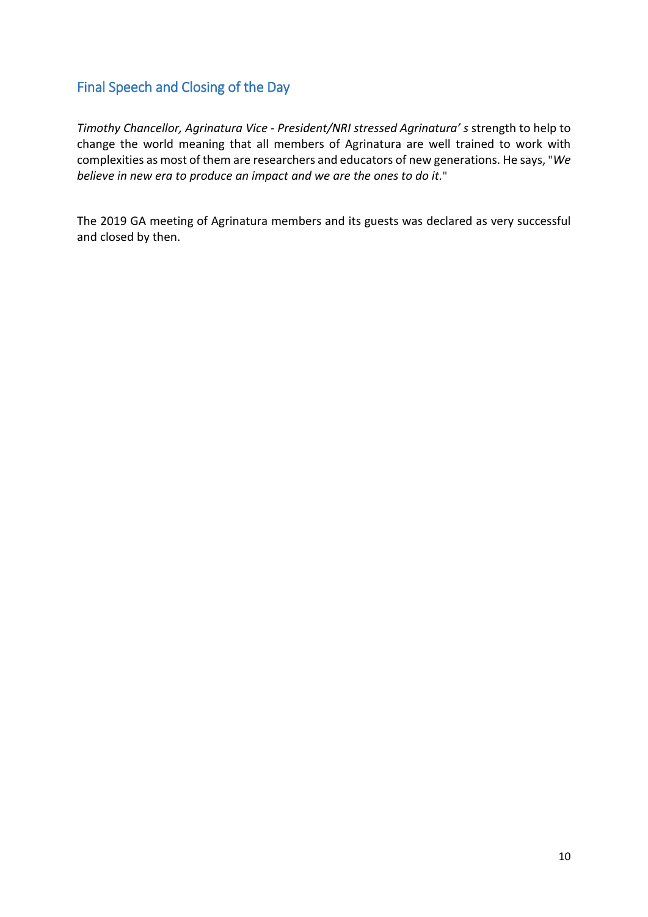## Final Speech and Closing of the Day

*Timothy Chancellor, Agrinatura Vice - President/NRI stressed Agrinatura' s* strength to help to change the world meaning that all members of Agrinatura are well trained to work with complexities as most of them are researchers and educators of new generations. He says, "*We believe in new era to produce an impact and we are the ones to do it.*"

The 2019 GA meeting of Agrinatura members and its guests was declared as very successful and closed by then.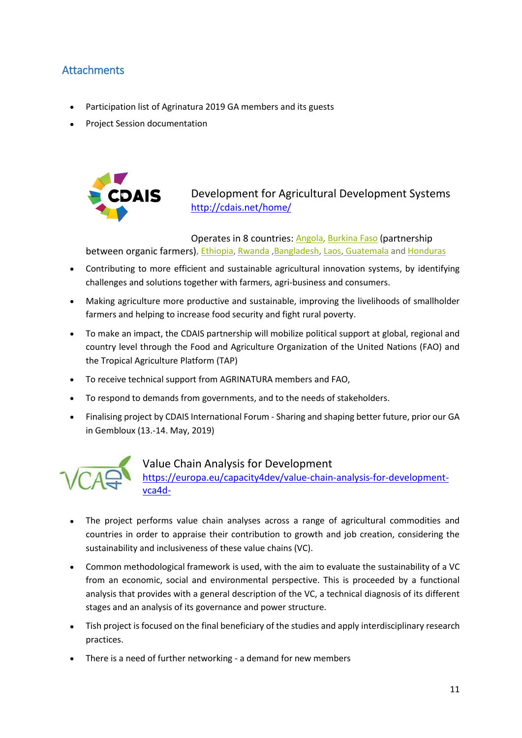## Attachments

- Participation list of Agrinatura 2019 GA members and its guests
- Project Session documentation

Development for Agricultural Development Systems
http://cdais.net/home/

Operates in 8 countries: Angola, Burkina Faso (partnership between organic farmers), Ethiopia, Rwanda ,Bangladesh, Laos, Guatemala and Honduras

- Contributing to more efficient and sustainable agricultural innovation systems, by identifying challenges and solutions together with farmers, agri-business and consumers.
- Making agriculture more productive and sustainable, improving the livelihoods of smallholder farmers and helping to increase food security and fight rural poverty.
- To make an impact, the CDAIS partnership will mobilize political support at global, regional and country level through the Food and Agriculture Organization of the United Nations (FAO) and the Tropical Agriculture Platform (TAP)
- To receive technical support from AGRINATURA members and FAO,
- To respond to demands from governments, and to the needs of stakeholders.
- Finalising project by CDAIS International Forum - Sharing and shaping better future, prior our GA in Gembloux (13.-14. May, 2019)

Value Chain Analysis for Development
https://europa.eu/capacity4dev/value-chain-analysis-for-development-vca4d-

- The project performs value chain analyses across a range of agricultural commodities and countries in order to appraise their contribution to growth and job creation, considering the sustainability and inclusiveness of these value chains (VC).
- Common methodological framework is used, with the aim to evaluate the sustainability of a VC from an economic, social and environmental perspective. This is proceeded by a functional analysis that provides with a general description of the VC, a technical diagnosis of its different stages and an analysis of its governance and power structure.
- Tish project is focused on the final beneficiary of the studies and apply interdisciplinary research practices.
- There is a need of further networking - a demand for new members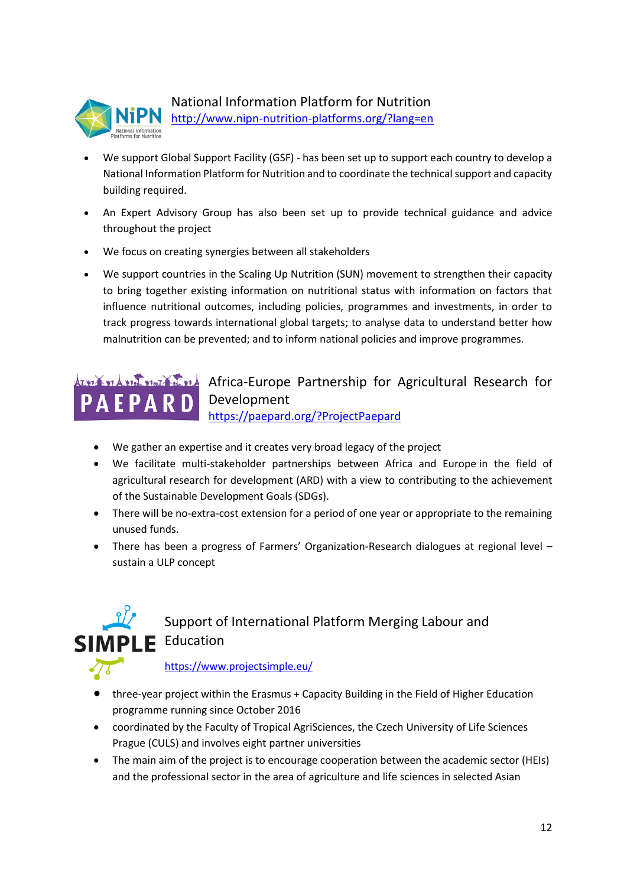## National Information Platform for Nutrition

http://www.nipn-nutrition-platforms.org/?lang=en

- We support Global Support Facility (GSF) - has been set up to support each country to develop a National Information Platform for Nutrition and to coordinate the technical support and capacity building required.
- An Expert Advisory Group has also been set up to provide technical guidance and advice throughout the project
- We focus on creating synergies between all stakeholders
- We support countries in the Scaling Up Nutrition (SUN) movement to strengthen their capacity to bring together existing information on nutritional status with information on factors that influence nutritional outcomes, including policies, programmes and investments, in order to track progress towards international global targets; to analyse data to understand better how malnutrition can be prevented; and to inform national policies and improve programmes.

## Africa-Europe Partnership for Agricultural Research for Development

https://paepard.org/?ProjectPaepard

- We gather an expertise and it creates very broad legacy of the project
- We facilitate multi-stakeholder partnerships between Africa and Europe in the field of agricultural research for development (ARD) with a view to contributing to the achievement of the Sustainable Development Goals (SDGs).
- There will be no-extra-cost extension for a period of one year or appropriate to the remaining unused funds.
- There has been a progress of Farmers' Organization-Research dialogues at regional level – sustain a ULP concept

## Support of International Platform Merging Labour and Education

https://www.projectsimple.eu/

- three-year project within the Erasmus + Capacity Building in the Field of Higher Education programme running since October 2016
- coordinated by the Faculty of Tropical AgriSciences, the Czech University of Life Sciences Prague (CULS) and involves eight partner universities
- The main aim of the project is to encourage cooperation between the academic sector (HEIs) and the professional sector in the area of agriculture and life sciences in selected Asian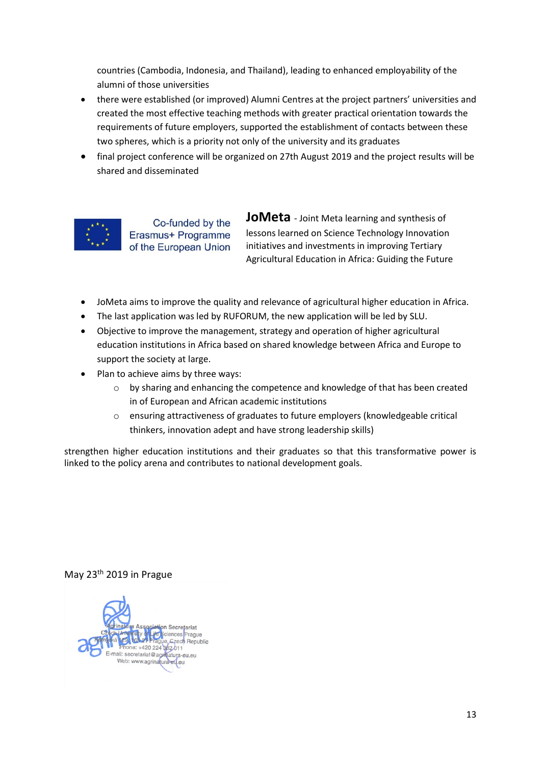countries (Cambodia, Indonesia, and Thailand), leading to enhanced employability of the alumni of those universities

- there were established (or improved) Alumni Centres at the project partners' universities and created the most effective teaching methods with greater practical orientation towards the requirements of future employers, supported the establishment of contacts between these two spheres, which is a priority not only of the university and its graduates
- final project conference will be organized on 27th August 2019 and the project results will be shared and disseminated

Co-funded by the Erasmus+ Programme of the European Union

**JoMeta** - Joint Meta learning and synthesis of lessons learned on Science Technology Innovation initiatives and investments in improving Tertiary Agricultural Education in Africa: Guiding the Future

- JoMeta aims to improve the quality and relevance of agricultural higher education in Africa.
- The last application was led by RUFORUM, the new application will be led by SLU.
- Objective to improve the management, strategy and operation of higher agricultural education institutions in Africa based on shared knowledge between Africa and Europe to support the society at large.
- Plan to achieve aims by three ways:
    - by sharing and enhancing the competence and knowledge of that has been created in of European and African academic institutions
    - ensuring attractiveness of graduates to future employers (knowledgeable critical thinkers, innovation adept and have strong leadership skills)

strengthen higher education institutions and their graduates so that this transformative power is linked to the policy arena and contributes to national development goals.

May 23th 2019 in Prague

Agrinatura Association Secretariat
Czech University of Life Sciences Prague
Kamýcká 129, 165 21 Prague, Czech Republic
Phone: +420 224 382 011
E-mail: secretariat@agrinatura-eu.eu
Web: www.agrinatura-eu.eu